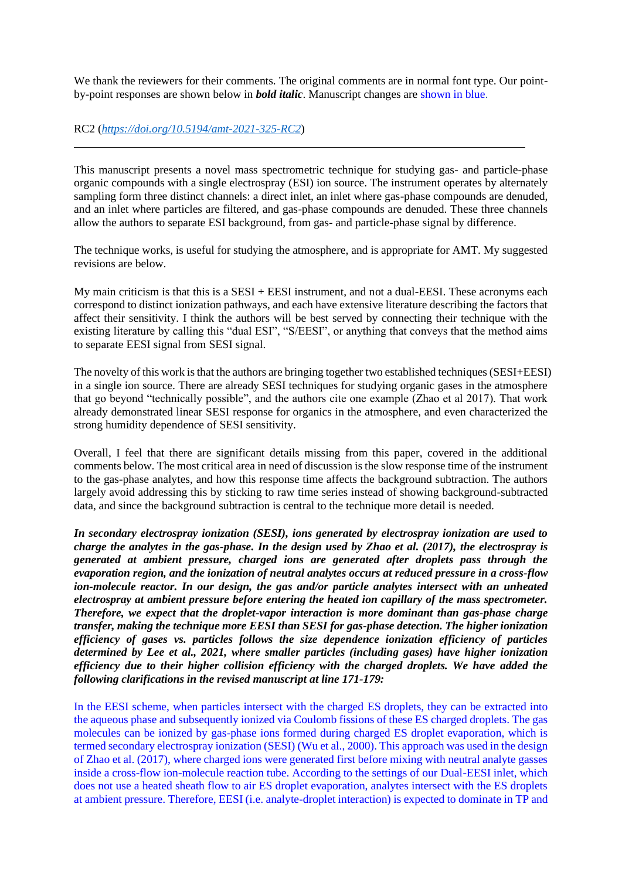We thank the reviewers for their comments. The original comments are in normal font type. Our point-by-point responses are shown below in ***bold italic***. Manuscript changes are shown in blue.

RC2 (*https://doi.org/10.5194/amt-2021-325-RC2*)

---

This manuscript presents a novel mass spectrometric technique for studying gas- and particle-phase organic compounds with a single electrospray (ESI) ion source. The instrument operates by alternately sampling form three distinct channels: a direct inlet, an inlet where gas-phase compounds are denuded, and an inlet where particles are filtered, and gas-phase compounds are denuded. These three channels allow the authors to separate ESI background, from gas- and particle-phase signal by difference.

The technique works, is useful for studying the atmosphere, and is appropriate for AMT. My suggested revisions are below.

My main criticism is that this is a SESI + EESI instrument, and not a dual-EESI. These acronyms each correspond to distinct ionization pathways, and each have extensive literature describing the factors that affect their sensitivity. I think the authors will be best served by connecting their technique with the existing literature by calling this "dual ESI", "S/EESI", or anything that conveys that the method aims to separate EESI signal from SESI signal.

The novelty of this work is that the authors are bringing together two established techniques (SESI+EESI) in a single ion source. There are already SESI techniques for studying organic gases in the atmosphere that go beyond "technically possible", and the authors cite one example (Zhao et al 2017). That work already demonstrated linear SESI response for organics in the atmosphere, and even characterized the strong humidity dependence of SESI sensitivity.

Overall, I feel that there are significant details missing from this paper, covered in the additional comments below. The most critical area in need of discussion is the slow response time of the instrument to the gas-phase analytes, and how this response time affects the background subtraction. The authors largely avoid addressing this by sticking to raw time series instead of showing background-subtracted data, and since the background subtraction is central to the technique more detail is needed.

***In secondary electrospray ionization (SESI), ions generated by electrospray ionization are used to charge the analytes in the gas-phase. In the design used by Zhao et al. (2017), the electrospray is generated at ambient pressure, charged ions are generated after droplets pass through the evaporation region, and the ionization of neutral analytes occurs at reduced pressure in a cross-flow ion-molecule reactor. In our design, the gas and/or particle analytes intersect with an unheated electrospray at ambient pressure before entering the heated ion capillary of the mass spectrometer. Therefore, we expect that the droplet-vapor interaction is more dominant than gas-phase charge transfer, making the technique more EESI than SESI for gas-phase detection. The higher ionization efficiency of gases vs. particles follows the size dependence ionization efficiency of particles determined by Lee et al., 2021, where smaller particles (including gases) have higher ionization efficiency due to their higher collision efficiency with the charged droplets. We have added the following clarifications in the revised manuscript at line 171-179:***

In the EESI scheme, when particles intersect with the charged ES droplets, they can be extracted into the aqueous phase and subsequently ionized via Coulomb fissions of these ES charged droplets. The gas molecules can be ionized by gas-phase ions formed during charged ES droplet evaporation, which is termed secondary electrospray ionization (SESI) (Wu et al., 2000). This approach was used in the design of Zhao et al. (2017), where charged ions were generated first before mixing with neutral analyte gasses inside a cross-flow ion-molecule reaction tube. According to the settings of our Dual-EESI inlet, which does not use a heated sheath flow to air ES droplet evaporation, analytes intersect with the ES droplets at ambient pressure. Therefore, EESI (i.e. analyte-droplet interaction) is expected to dominate in TP and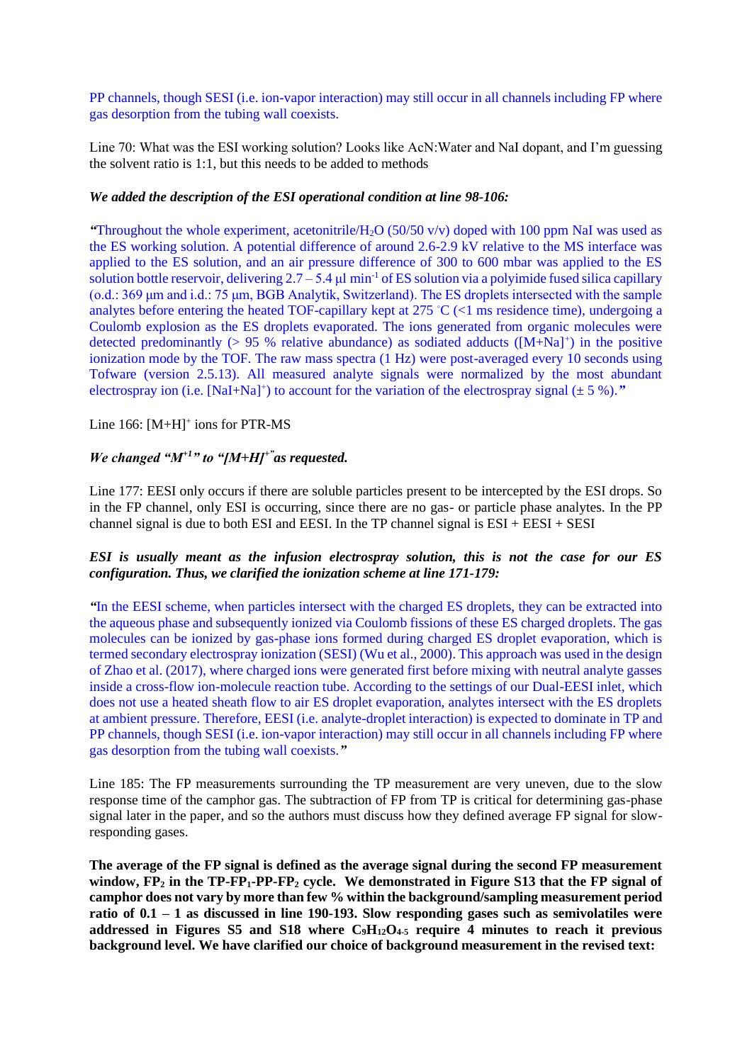PP channels, though SESI (i.e. ion-vapor interaction) may still occur in all channels including FP where gas desorption from the tubing wall coexists.

Line 70: What was the ESI working solution? Looks like AcN:Water and NaI dopant, and I'm guessing the solvent ratio is 1:1, but this needs to be added to methods

***We added the description of the ESI operational condition at line 98-106:***

*"*Throughout the whole experiment, acetonitrile/$H_2O$ (50/50 v/v) doped with 100 ppm NaI was used as the ES working solution. A potential difference of around 2.6-2.9 kV relative to the MS interface was applied to the ES solution, and an air pressure difference of 300 to 600 mbar was applied to the ES solution bottle reservoir, delivering 2.7 – 5.4 µl $min^{-1}$ of ES solution via a polyimide fused silica capillary (o.d.: 369 µm and i.d.: 75 µm, BGB Analytik, Switzerland). The ES droplets intersected with the sample analytes before entering the heated TOF-capillary kept at 275 °C (<1 ms residence time), undergoing a Coulomb explosion as the ES droplets evaporated. The ions generated from organic molecules were detected predominantly (> 95 % relative abundance) as sodiated adducts ($[M+Na]^+$) in the positive ionization mode by the TOF. The raw mass spectra (1 Hz) were post-averaged every 10 seconds using Tofware (version 2.5.13). All measured analyte signals were normalized by the most abundant electrospray ion (i.e. $[NaI+Na]^+$) to account for the variation of the electrospray signal (± 5 %).*"*

Line 166: $[M+H]^+$ ions for PTR-MS

***We changed "$M^{+1}$" to "$[M+H]^+$" as requested.***

Line 177: EESI only occurs if there are soluble particles present to be intercepted by the ESI drops. So in the FP channel, only ESI is occurring, since there are no gas- or particle phase analytes. In the PP channel signal is due to both ESI and EESI. In the TP channel signal is ESI + EESI + SESI

***ESI is usually meant as the infusion electrospray solution, this is not the case for our ES configuration. Thus, we clarified the ionization scheme at line 171-179:***

*"*In the EESI scheme, when particles intersect with the charged ES droplets, they can be extracted into the aqueous phase and subsequently ionized via Coulomb fissions of these ES charged droplets. The gas molecules can be ionized by gas-phase ions formed during charged ES droplet evaporation, which is termed secondary electrospray ionization (SESI) (Wu et al., 2000). This approach was used in the design of Zhao et al. (2017), where charged ions were generated first before mixing with neutral analyte gasses inside a cross-flow ion-molecule reaction tube. According to the settings of our Dual-EESI inlet, which does not use a heated sheath flow to air ES droplet evaporation, analytes intersect with the ES droplets at ambient pressure. Therefore, EESI (i.e. analyte-droplet interaction) is expected to dominate in TP and PP channels, though SESI (i.e. ion-vapor interaction) may still occur in all channels including FP where gas desorption from the tubing wall coexists.*"*

Line 185: The FP measurements surrounding the TP measurement are very uneven, due to the slow response time of the camphor gas. The subtraction of FP from TP is critical for determining gas-phase signal later in the paper, and so the authors must discuss how they defined average FP signal for slow-responding gases.

**The average of the FP signal is defined as the average signal during the second FP measurement window, $FP_2$ in the TP-$FP_1$-PP-$FP_2$ cycle. We demonstrated in Figure S13 that the FP signal of camphor does not vary by more than few % within the background/sampling measurement period ratio of 0.1 – 1 as discussed in line 190-193. Slow responding gases such as semivolatiles were addressed in Figures S5 and S18 where $C_9H_{12}O_{4\text{-}5}$ require 4 minutes to reach it previous background level. We have clarified our choice of background measurement in the revised text:**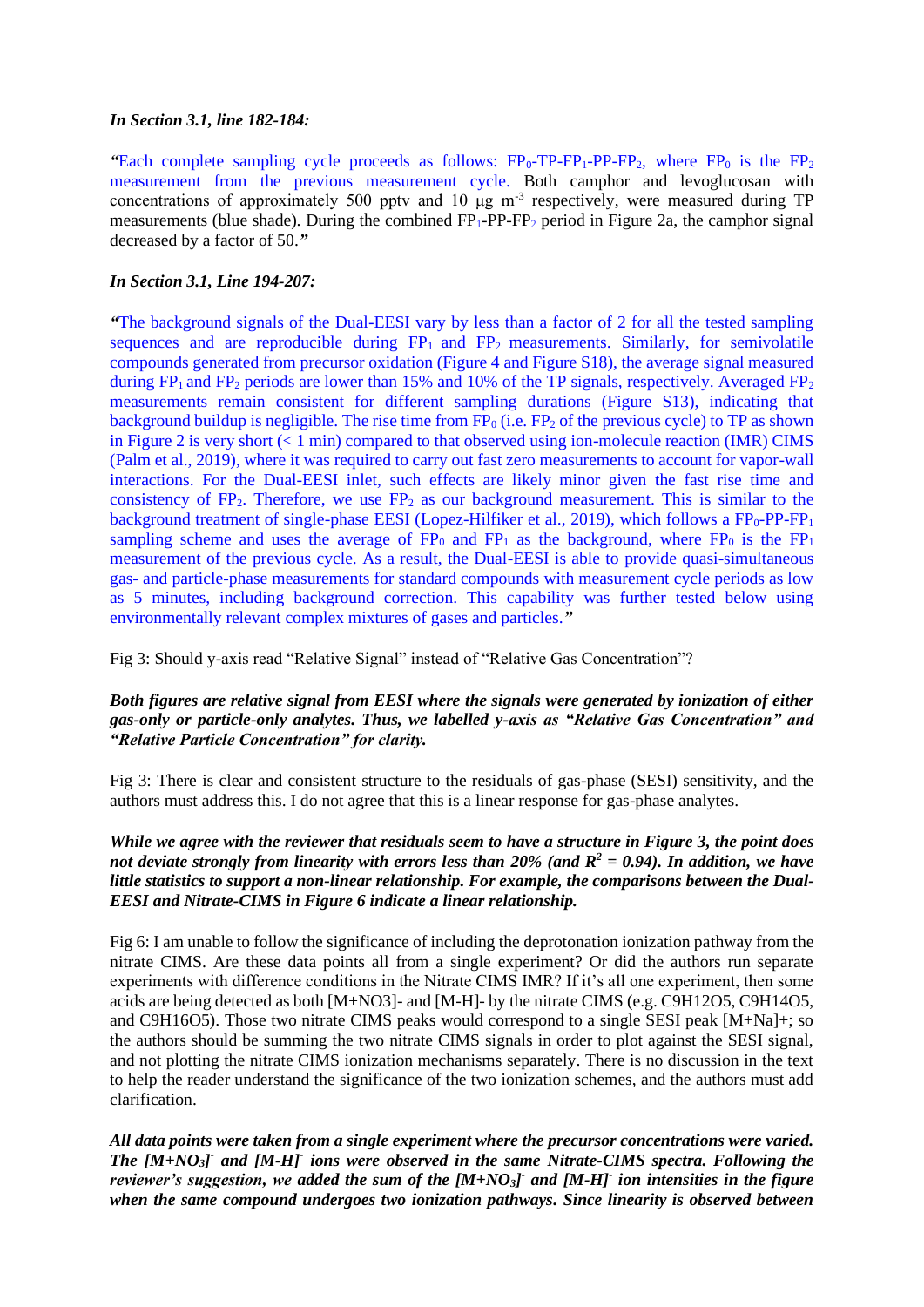***In Section 3.1, line 182-184:***

*"*Each complete sampling cycle proceeds as follows: $FP_0$-TP-$FP_1$-PP-$FP_2$, where $FP_0$ is the $FP_2$ measurement from the previous measurement cycle. Both camphor and levoglucosan with concentrations of approximately 500 pptv and 10 μg $m^{-3}$ respectively, were measured during TP measurements (blue shade). During the combined $FP_1$-PP-$FP_2$ period in Figure 2a, the camphor signal decreased by a factor of 50.***"***

***In Section 3.1, Line 194-207:***

*"*The background signals of the Dual-EESI vary by less than a factor of 2 for all the tested sampling sequences and are reproducible during $FP_1$ and $FP_2$ measurements. Similarly, for semivolatile compounds generated from precursor oxidation (Figure 4 and Figure S18), the average signal measured during $FP_1$ and $FP_2$ periods are lower than 15% and 10% of the TP signals, respectively. Averaged $FP_2$ measurements remain consistent for different sampling durations (Figure S13), indicating that background buildup is negligible. The rise time from $FP_0$ (i.e. $FP_2$ of the previous cycle) to TP as shown in Figure 2 is very short (< 1 min) compared to that observed using ion-molecule reaction (IMR) CIMS (Palm et al., 2019), where it was required to carry out fast zero measurements to account for vapor-wall interactions. For the Dual-EESI inlet, such effects are likely minor given the fast rise time and consistency of $FP_2$. Therefore, we use $FP_2$ as our background measurement. This is similar to the background treatment of single-phase EESI (Lopez-Hilfiker et al., 2019), which follows a $FP_0$-PP-$FP_1$ sampling scheme and uses the average of $FP_0$ and $FP_1$ as the background, where $FP_0$ is the $FP_1$ measurement of the previous cycle. As a result, the Dual-EESI is able to provide quasi-simultaneous gas- and particle-phase measurements for standard compounds with measurement cycle periods as low as 5 minutes, including background correction. This capability was further tested below using environmentally relevant complex mixtures of gases and particles.***"***

Fig 3: Should y-axis read "Relative Signal" instead of "Relative Gas Concentration"?

***Both figures are relative signal from EESI where the signals were generated by ionization of either gas-only or particle-only analytes. Thus, we labelled y-axis as "Relative Gas Concentration" and "Relative Particle Concentration" for clarity.***

Fig 3: There is clear and consistent structure to the residuals of gas-phase (SESI) sensitivity, and the authors must address this. I do not agree that this is a linear response for gas-phase analytes.

***While we agree with the reviewer that residuals seem to have a structure in Figure 3, the point does not deviate strongly from linearity with errors less than 20% (and $R^2$ = 0.94). In addition, we have little statistics to support a non-linear relationship. For example, the comparisons between the Dual-EESI and Nitrate-CIMS in Figure 6 indicate a linear relationship.***

Fig 6: I am unable to follow the significance of including the deprotonation ionization pathway from the nitrate CIMS. Are these data points all from a single experiment? Or did the authors run separate experiments with different conditions in the Nitrate CIMS IMR? If it's all one experiment, then some acids are being detected as both $[M+NO3]^-$ and $[M-H]^-$ by the nitrate CIMS (e.g. $C_9H_{12}O_5$, $C_9H_{14}O_5$, and $C_9H_{16}O_5$). Those two nitrate CIMS peaks would correspond to a single SESI peak $[M+Na]^+$; so the authors should be summing the two nitrate CIMS signals in order to plot against the SESI signal, and not plotting the nitrate CIMS ionization mechanisms separately. There is no discussion in the text to help the reader understand the significance of the two ionization schemes, and the authors must add clarification.

***All data points were taken from a single experiment where the precursor concentrations were varied. The $[M+NO_3]^-$ and $[M-H]^-$ ions were observed in the same Nitrate-CIMS spectra. Following the reviewer's suggestion, we added the sum of the $[M+NO_3]^-$ and $[M-H]^-$ ion intensities in the figure when the same compound undergoes two ionization pathways. Since linearity is observed between***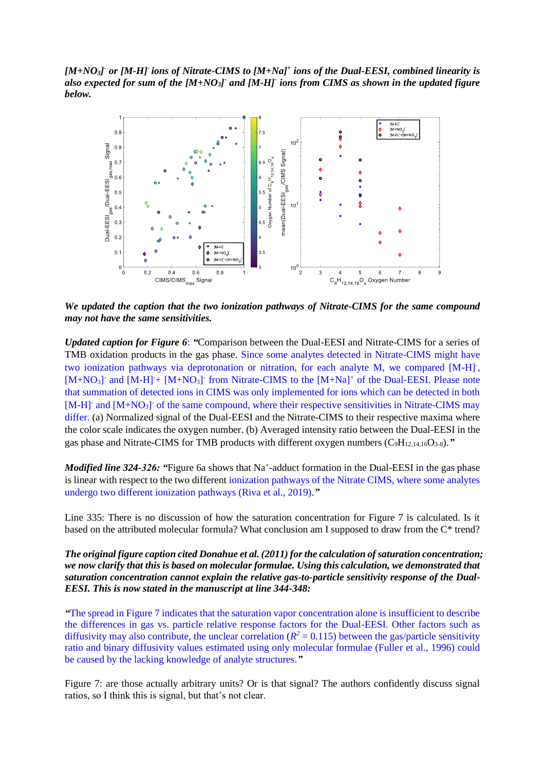***[M+NO$_3$]$^-$ or [M-H]$^-$ ions of Nitrate-CIMS to [M+Na]$^+$ ions of the Dual-EESI, combined linearity is also expected for sum of the [M+NO$_3$]$^-$ and [M-H]$^-$ ions from CIMS as shown in the updated figure below.***

***We updated the caption that the two ionization pathways of Nitrate-CIMS for the same compound may not have the same sensitivities.***

***Updated caption for Figure 6**: "*Comparison between the Dual-EESI and Nitrate-CIMS for a series of TMB oxidation products in the gas phase. Since some analytes detected in Nitrate-CIMS might have two ionization pathways via deprotonation or nitration, for each analyte M, we compared [M-H]$^-$, [M+NO$_3$]$^-$ and [M-H]$^-$+ [M+NO$_3$]$^-$ from Nitrate-CIMS to the [M+Na]$^+$ of the Dual-EESI. Please note that summation of detected ions in CIMS was only implemented for ions which can be detected in both [M-H]$^-$ and [M+NO$_3$]$^-$ of the same compound, where their respective sensitivities in Nitrate-CIMS may differ. (a) Normalized signal of the Dual-EESI and the Nitrate-CIMS to their respective maxima where the color scale indicates the oxygen number. (b) Averaged intensity ratio between the Dual-EESI in the gas phase and Nitrate-CIMS for TMB products with different oxygen numbers ($C_9H_{12,14,16}O_{3-8}$).*"***

***Modified line 324-326: "***Figure 6a shows that Na$^+$-adduct formation in the Dual-EESI in the gas phase is linear with respect to the two different ionization pathways of the Nitrate CIMS, where some analytes undergo two different ionization pathways (Riva et al., 2019).*"*

Line 335: There is no discussion of how the saturation concentration for Figure 7 is calculated. Is it based on the attributed molecular formula? What conclusion am I supposed to draw from the C* trend?

***The original figure caption cited Donahue et al. (2011) for the calculation of saturation concentration; we now clarify that this is based on molecular formulae. Using this calculation, we demonstrated that saturation concentration cannot explain the relative gas-to-particle sensitivity response of the Dual-EESI. This is now stated in the manuscript at line 344-348:***

*"*The spread in Figure 7 indicates that the saturation vapor concentration alone is insufficient to describe the differences in gas vs. particle relative response factors for the Dual-EESI. Other factors such as diffusivity may also contribute, the unclear correlation ($R^2$ = 0.115) between the gas/particle sensitivity ratio and binary diffusivity values estimated using only molecular formulae (Fuller et al., 1996) could be caused by the lacking knowledge of analyte structures.*"*

Figure 7: are those actually arbitrary units? Or is that signal? The authors confidently discuss signal ratios, so I think this is signal, but that's not clear.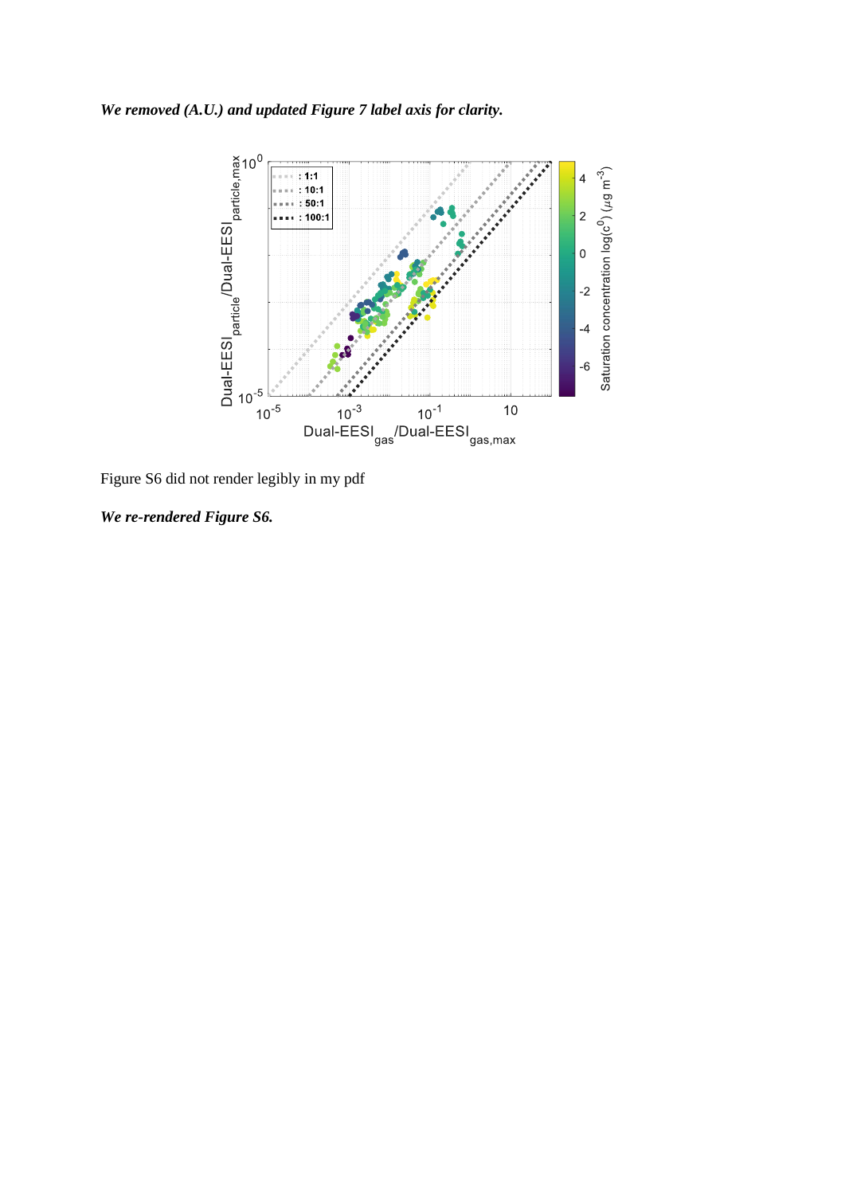***We removed (A.U.) and updated Figure 7 label axis for clarity.***

$10^0$

: 1:1

: 10:1

: 50:1

: 100:1

$10^{-5}$

$10^{-5}$ $10^{-3}$ $10^{-1}$ 10

Dual-EESI$_{gas}$/Dual-EESI$_{gas,max}$

Dual-EESI$_{particle}$/Dual-EESI$_{particle,max}$

4 2 0 -2 -4 -6

Saturation concentration log($c^0$) ($\mu g\ m^{-3}$)

Figure S6 did not render legibly in my pdf

***We re-rendered Figure S6.***